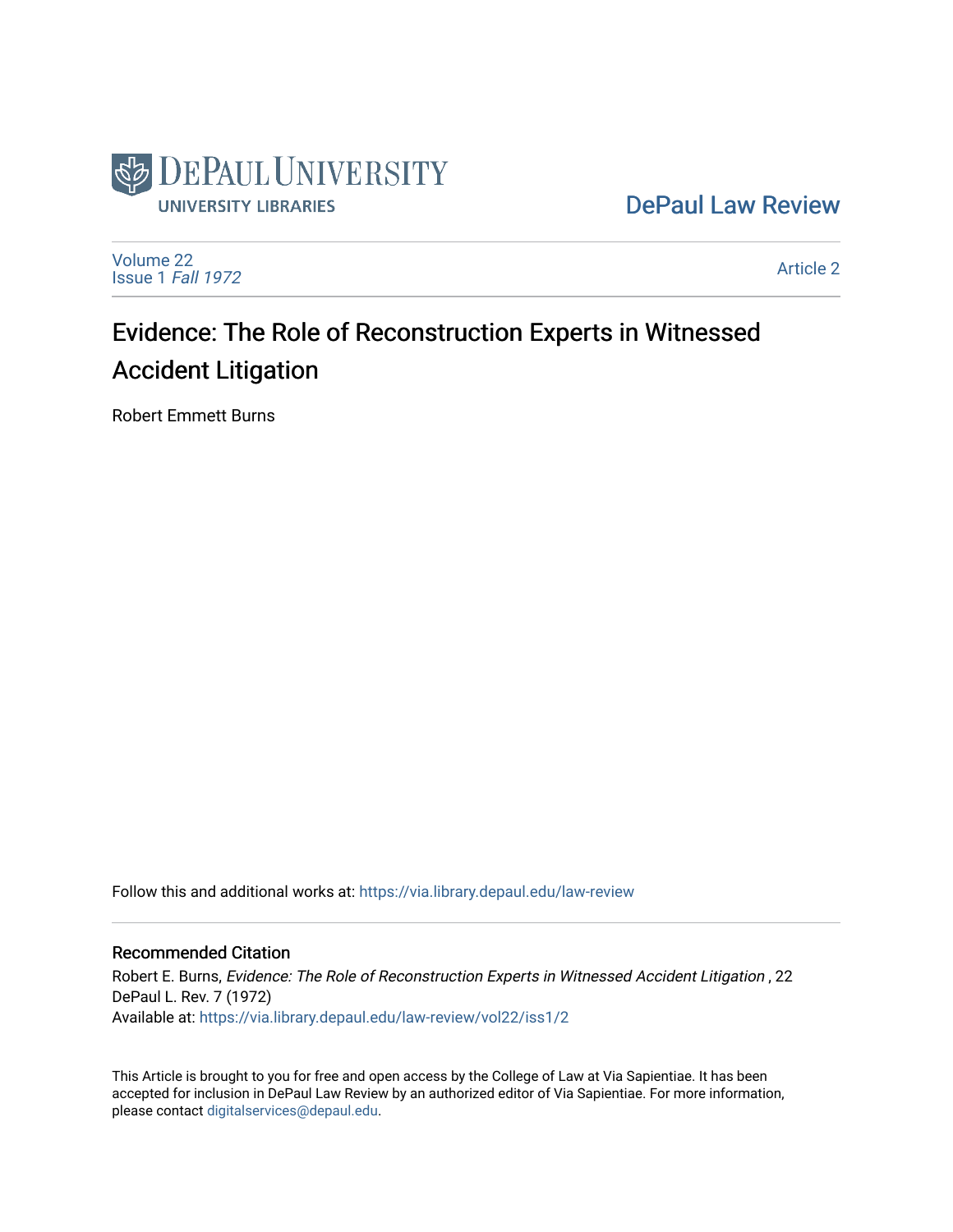DePaul University
UNIVERSITY LIBRARIES

DePaul Law Review

Volume 22
Issue 1 *Fall 1972*

Article 2

# Evidence: The Role of Reconstruction Experts in Witnessed Accident Litigation

Robert Emmett Burns

Follow this and additional works at: https://via.library.depaul.edu/law-review

## Recommended Citation

Robert E. Burns, *Evidence: The Role of Reconstruction Experts in Witnessed Accident Litigation* , 22 DePaul L. Rev. 7 (1972)
Available at: https://via.library.depaul.edu/law-review/vol22/iss1/2

This Article is brought to you for free and open access by the College of Law at Via Sapientiae. It has been accepted for inclusion in DePaul Law Review by an authorized editor of Via Sapientiae. For more information, please contact digitalservices@depaul.edu.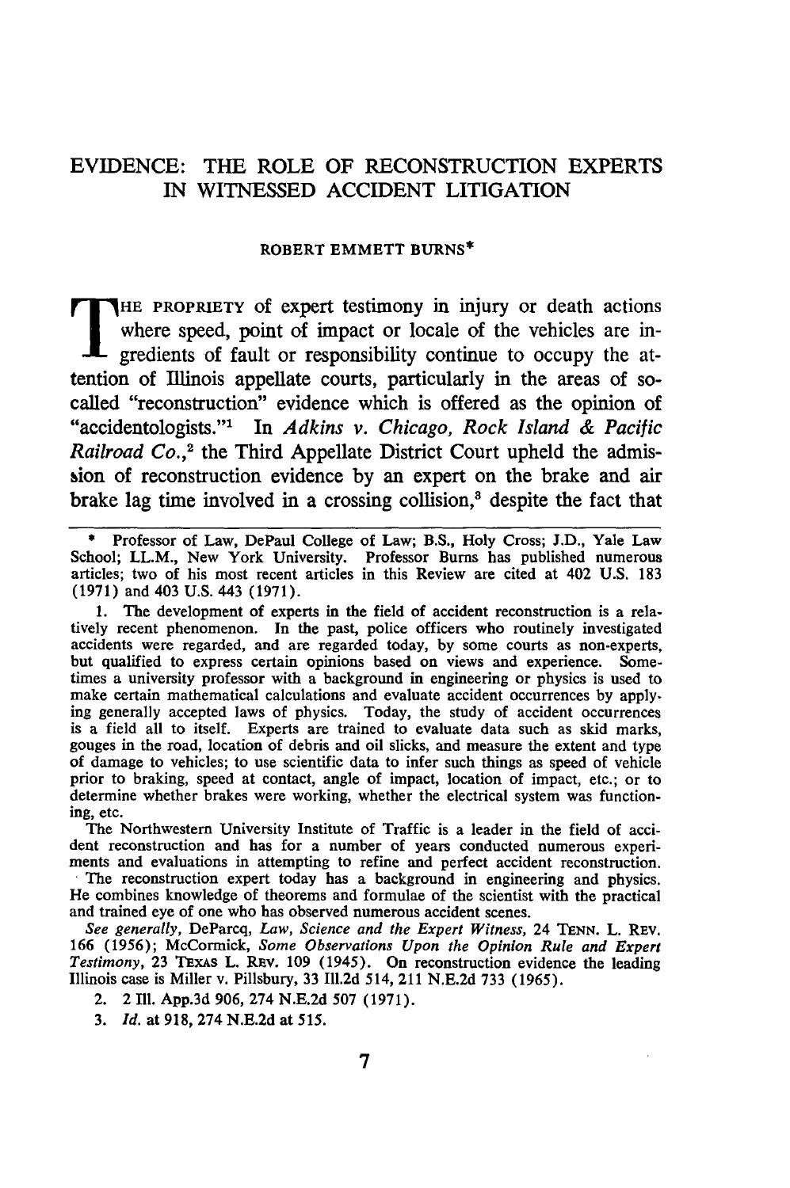# EVIDENCE: THE ROLE OF RECONSTRUCTION EXPERTS IN WITNESSED ACCIDENT LITIGATION

ROBERT EMMETT BURNS*

THE PROPRIETY of expert testimony in injury or death actions where speed, point of impact or locale of the vehicles are ingredients of fault or responsibility continue to occupy the attention of Illinois appellate courts, particularly in the areas of so-called "reconstruction" evidence which is offered as the opinion of "accidentologists."[1] In *Adkins v. Chicago, Rock Island & Pacific Railroad Co.*,[2] the Third Appellate District Court upheld the admission of reconstruction evidence by an expert on the brake and air brake lag time involved in a crossing collision,[3] despite the fact that

---

\* Professor of Law, DePaul College of Law; B.S., Holy Cross; J.D., Yale Law School; LL.M., New York University. Professor Burns has published numerous articles; two of his most recent articles in this Review are cited at 402 U.S. 183 (1971) and 403 U.S. 443 (1971).

1. The development of experts in the field of accident reconstruction is a relatively recent phenomenon. In the past, police officers who routinely investigated accidents were regarded, and are regarded today, by some courts as non-experts, but qualified to express certain opinions based on views and experience. Sometimes a university professor with a background in engineering or physics is used to make certain mathematical calculations and evaluate accident occurrences by applying generally accepted laws of physics. Today, the study of accident occurrences is a field all to itself. Experts are trained to evaluate data such as skid marks, gouges in the road, location of debris and oil slicks, and measure the extent and type of damage to vehicles; to use scientific data to infer such things as speed of vehicle prior to braking, speed at contact, angle of impact, location of impact, etc.; or to determine whether brakes were working, whether the electrical system was functioning, etc.

The Northwestern University Institute of Traffic is a leader in the field of accident reconstruction and has for a number of years conducted numerous experiments and evaluations in attempting to refine and perfect accident reconstruction.

The reconstruction expert today has a background in engineering and physics. He combines knowledge of theorems and formulae of the scientist with the practical and trained eye of one who has observed numerous accident scenes.

*See generally*, DeParcq, *Law, Science and the Expert Witness*, 24 TENN. L. REV. 166 (1956); McCormick, *Some Observations Upon the Opinion Rule and Expert Testimony*, 23 TEXAS L. REV. 109 (1945). On reconstruction evidence the leading Illinois case is Miller v. Pillsbury, 33 Ill.2d 514, 211 N.E.2d 733 (1965).

2. 2 Ill. App.3d 906, 274 N.E.2d 507 (1971).

3. *Id.* at 918, 274 N.E.2d at 515.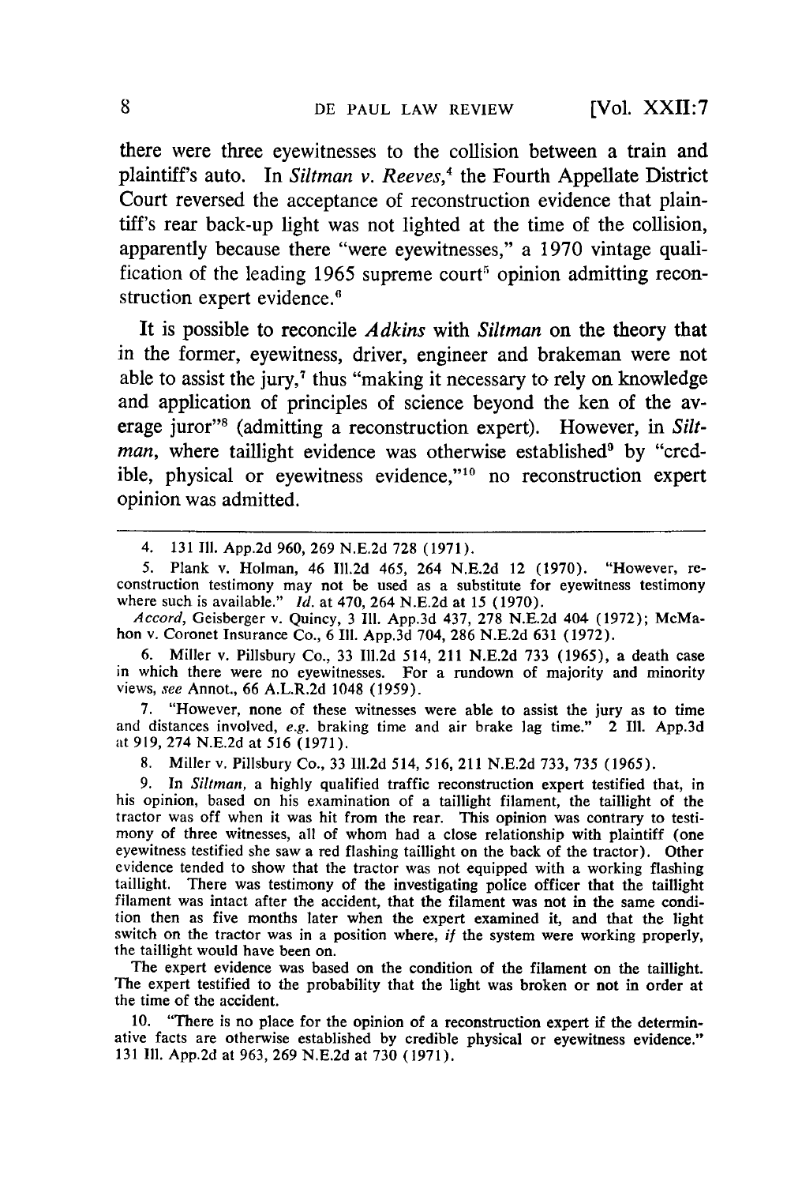there were three eyewitnesses to the collision between a train and plaintiff's auto. In *Siltman v. Reeves*,[4] the Fourth Appellate District Court reversed the acceptance of reconstruction evidence that plaintiff's rear back-up light was not lighted at the time of the collision, apparently because there "were eyewitnesses," a 1970 vintage qualification of the leading 1965 supreme court[5] opinion admitting reconstruction expert evidence.[6]

It is possible to reconcile *Adkins* with *Siltman* on the theory that in the former, eyewitness, driver, engineer and brakeman were not able to assist the jury,[7] thus "making it necessary to rely on knowledge and application of principles of science beyond the ken of the average juror"[8] (admitting a reconstruction expert). However, in *Siltman*, where taillight evidence was otherwise established[9] by "credible, physical or eyewitness evidence,"[10] no reconstruction expert opinion was admitted.

---

4. 131 Ill. App.2d 960, 269 N.E.2d 728 (1971).

5. Plank v. Holman, 46 Ill.2d 465, 264 N.E.2d 12 (1970). "However, reconstruction testimony may not be used as a substitute for eyewitness testimony where such is available." *Id.* at 470, 264 N.E.2d at 15 (1970).

*Accord*, Geisberger v. Quincy, 3 Ill. App.3d 437, 278 N.E.2d 404 (1972); McMahon v. Coronet Insurance Co., 6 Ill. App.3d 704, 286 N.E.2d 631 (1972).

6. Miller v. Pillsbury Co., 33 Ill.2d 514, 211 N.E.2d 733 (1965), a death case in which there were no eyewitnesses. For a rundown of majority and minority views, *see* Annot., 66 A.L.R.2d 1048 (1959).

7. "However, none of these witnesses were able to assist the jury as to time and distances involved, *e.g.* braking time and air brake lag time." 2 Ill. App.3d at 919, 274 N.E.2d at 516 (1971).

8. Miller v. Pillsbury Co., 33 Ill.2d 514, 516, 211 N.E.2d 733, 735 (1965).

9. In *Siltman*, a highly qualified traffic reconstruction expert testified that, in his opinion, based on his examination of a taillight filament, the taillight of the tractor was off when it was hit from the rear. This opinion was contrary to testimony of three witnesses, all of whom had a close relationship with plaintiff (one eyewitness testified she saw a red flashing taillight on the back of the tractor). Other evidence tended to show that the tractor was not equipped with a working flashing taillight. There was testimony of the investigating police officer that the taillight filament was intact after the accident, that the filament was not in the same condition then as five months later when the expert examined it, and that the light switch on the tractor was in a position where, *if* the system were working properly, the taillight would have been on.

The expert evidence was based on the condition of the filament on the taillight. The expert testified to the probability that the light was broken or not in order at the time of the accident.

10. "There is no place for the opinion of a reconstruction expert if the determinative facts are otherwise established by credible physical or eyewitness evidence." 131 Ill. App.2d at 963, 269 N.E.2d at 730 (1971).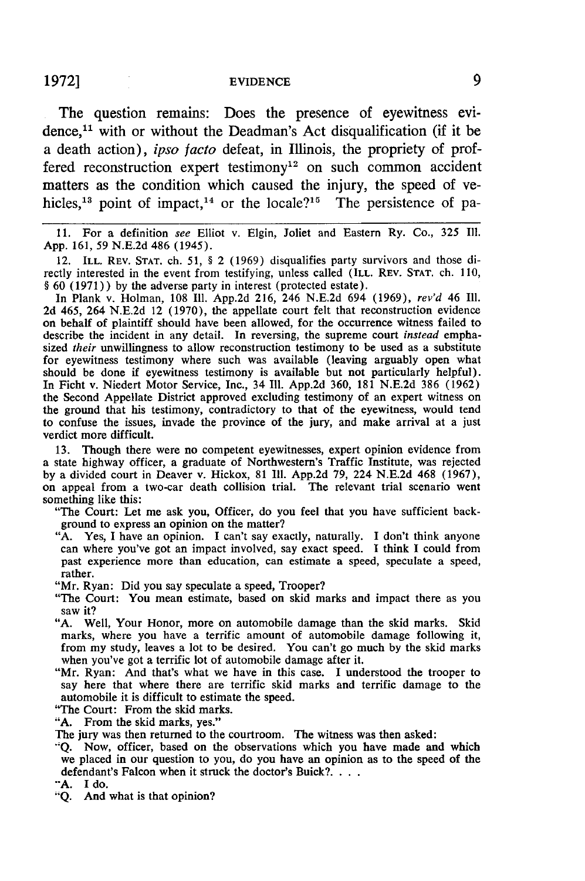The question remains: Does the presence of eyewitness evidence,[11] with or without the Deadman's Act disqualification (if it be a death action), *ipso facto* defeat, in Illinois, the propriety of proffered reconstruction expert testimony[12] on such common accident matters as the condition which caused the injury, the speed of vehicles,[13] point of impact,[14] or the locale?[15] The persistence of pa-

---

11. For a definition *see* Elliot v. Elgin, Joliet and Eastern Ry. Co., 325 Ill. App. 161, 59 N.E.2d 486 (1945).

12. ILL. REV. STAT. ch. 51, § 2 (1969) disqualifies party survivors and those directly interested in the event from testifying, unless called (ILL. REV. STAT. ch. 110, § 60 (1971)) by the adverse party in interest (protected estate).

In Plank v. Holman, 108 Ill. App.2d 216, 246 N.E.2d 694 (1969), *rev'd* 46 Ill. 2d 465, 264 N.E.2d 12 (1970), the appellate court felt that reconstruction evidence on behalf of plaintiff should have been allowed, for the occurrence witness failed to describe the incident in any detail. In reversing, the supreme court *instead* emphasized *their* unwillingness to allow reconstruction testimony to be used as a substitute for eyewitness testimony where such was available (leaving arguably open what should be done if eyewitness testimony is available but not particularly helpful). In Ficht v. Niedert Motor Service, Inc., 34 Ill. App.2d 360, 181 N.E.2d 386 (1962) the Second Appellate District approved excluding testimony of an expert witness on the ground that his testimony, contradictory to that of the eyewitness, would tend to confuse the issues, invade the province of the jury, and make arrival at a just verdict more difficult.

13. Though there were no competent eyewitnesses, expert opinion evidence from a state highway officer, a graduate of Northwestern's Traffic Institute, was rejected by a divided court in Deaver v. Hickox, 81 Ill. App.2d 79, 224 N.E.2d 468 (1967), on appeal from a two-car death collision trial. The relevant trial scenario went something like this:

"The Court: Let me ask you, Officer, do you feel that you have sufficient background to express an opinion on the matter?

"A. Yes, I have an opinion. I can't say exactly, naturally. I don't think anyone can where you've got an impact involved, say exact speed. I think I could from past experience more than education, can estimate a speed, speculate a speed, rather.

"Mr. Ryan: Did you say speculate a speed, Trooper?

"The Court: You mean estimate, based on skid marks and impact there as you saw it?

"A. Well, Your Honor, more on automobile damage than the skid marks. Skid marks, where you have a terrific amount of automobile damage following it, from my study, leaves a lot to be desired. You can't go much by the skid marks when you've got a terrific lot of automobile damage after it.

"Mr. Ryan: And that's what we have in this case. I understood the trooper to say here that where there are terrific skid marks and terrific damage to the automobile it is difficult to estimate the speed.

"The Court: From the skid marks.

"A. From the skid marks, yes."

The jury was then returned to the courtroom. The witness was then asked:

"Q. Now, officer, based on the observations which you have made and which we placed in our question to you, do you have an opinion as to the speed of the defendant's Falcon when it struck the doctor's Buick?. . . .

"A. I do.

"Q. And what is that opinion?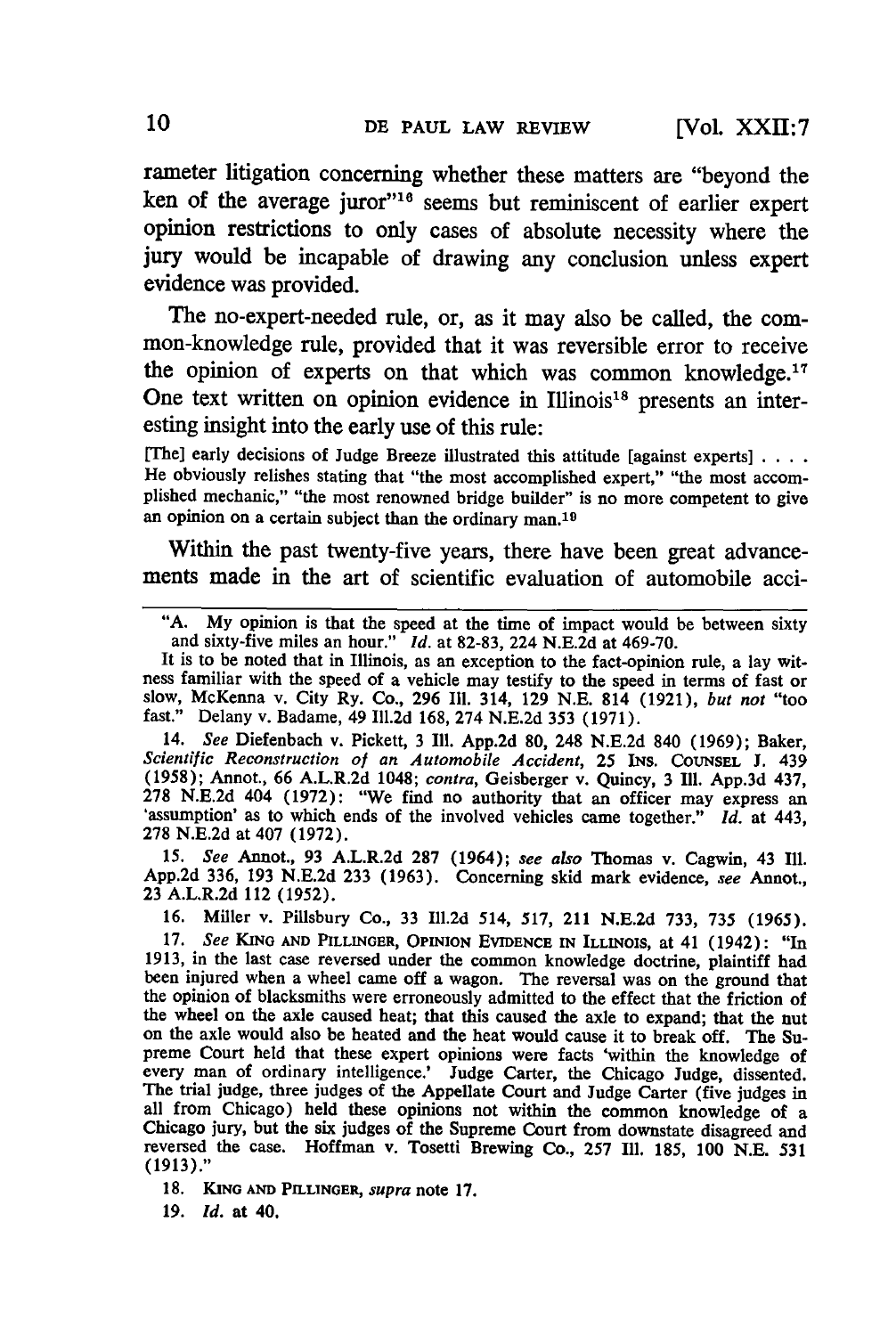rameter litigation concerning whether these matters are "beyond the ken of the average juror"[16] seems but reminiscent of earlier expert opinion restrictions to only cases of absolute necessity where the jury would be incapable of drawing any conclusion unless expert evidence was provided.

The no-expert-needed rule, or, as it may also be called, the common-knowledge rule, provided that it was reversible error to receive the opinion of experts on that which was common knowledge.[17] One text written on opinion evidence in Illinois[18] presents an interesting insight into the early use of this rule:

> [The] early decisions of Judge Breeze illustrated this attitude [against experts] . . . . He obviously relishes stating that "the most accomplished expert," "the most accomplished mechanic," "the most renowned bridge builder" is no more competent to give an opinion on a certain subject than the ordinary man.[19]

Within the past twenty-five years, there have been great advancements made in the art of scientific evaluation of automobile acci-

---

"A. My opinion is that the speed at the time of impact would be between sixty and sixty-five miles an hour." *Id.* at 82-83, 224 N.E.2d at 469-70.

It is to be noted that in Illinois, as an exception to the fact-opinion rule, a lay witness familiar with the speed of a vehicle may testify to the speed in terms of fast or slow, McKenna v. City Ry. Co., 296 Ill. 314, 129 N.E. 814 (1921), *but not* "too fast." Delany v. Badame, 49 Ill.2d 168, 274 N.E.2d 353 (1971).

14. *See* Diefenbach v. Pickett, 3 Ill. App.2d 80, 248 N.E.2d 840 (1969); Baker, *Scientific Reconstruction of an Automobile Accident*, 25 INS. COUNSEL J. 439 (1958); Annot., 66 A.L.R.2d 1048; *contra*, Geisberger v. Quincy, 3 Ill. App.3d 437, 278 N.E.2d 404 (1972): "We find no authority that an officer may express an 'assumption' as to which ends of the involved vehicles came together." *Id.* at 443, 278 N.E.2d at 407 (1972).

15. *See* Annot., 93 A.L.R.2d 287 (1964); *see also* Thomas v. Cagwin, 43 Ill. App.2d 336, 193 N.E.2d 233 (1963). Concerning skid mark evidence, *see* Annot., 23 A.L.R.2d 112 (1952).

16. Miller v. Pillsbury Co., 33 Ill.2d 514, 517, 211 N.E.2d 733, 735 (1965).

17. *See* KING AND PILLINGER, OPINION EVIDENCE IN ILLINOIS, at 41 (1942): "In 1913, in the last case reversed under the common knowledge doctrine, plaintiff had been injured when a wheel came off a wagon. The reversal was on the ground that the opinion of blacksmiths were erroneously admitted to the effect that the friction of the wheel on the axle caused heat; that this caused the axle to expand; that the nut on the axle would also be heated and the heat would cause it to break off. The Supreme Court held that these expert opinions were facts 'within the knowledge of every man of ordinary intelligence.' Judge Carter, the Chicago Judge, dissented. The trial judge, three judges of the Appellate Court and Judge Carter (five judges in all from Chicago) held these opinions not within the common knowledge of a Chicago jury, but the six judges of the Supreme Court from downstate disagreed and reversed the case. Hoffman v. Tosetti Brewing Co., 257 Ill. 185, 100 N.E. 531 (1913)."

18. KING AND PILLINGER, *supra* note 17.

19. *Id.* at 40.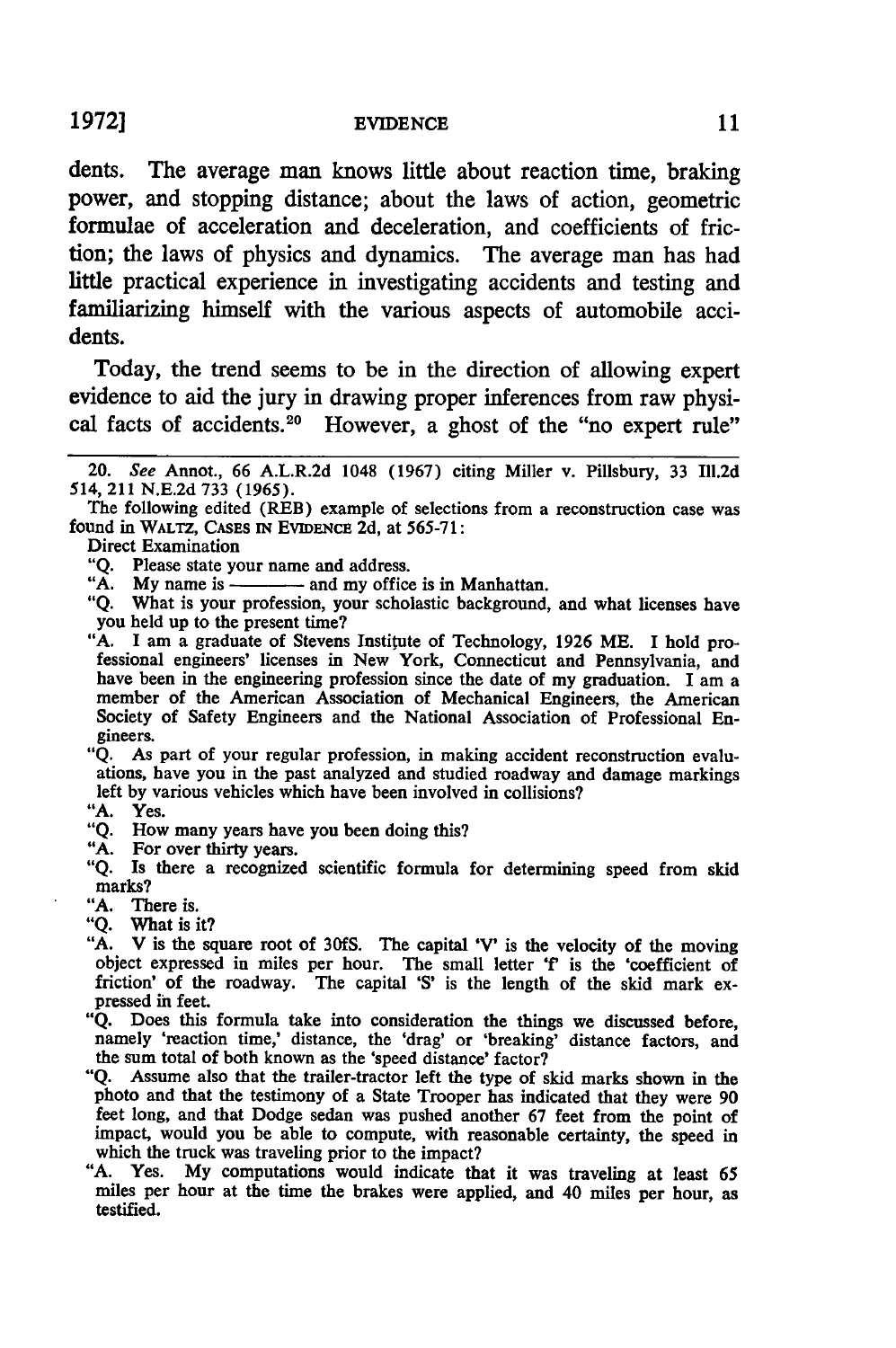dents. The average man knows little about reaction time, braking power, and stopping distance; about the laws of action, geometric formulae of acceleration and deceleration, and coefficients of friction; the laws of physics and dynamics. The average man has had little practical experience in investigating accidents and testing and familiarizing himself with the various aspects of automobile accidents.

Today, the trend seems to be in the direction of allowing expert evidence to aid the jury in drawing proper inferences from raw physical facts of accidents.[20] However, a ghost of the "no expert rule"

---

20. *See* Annot., 66 A.L.R.2d 1048 (1967) citing Miller v. Pillsbury, 33 Ill.2d 514, 211 N.E.2d 733 (1965).

The following edited (REB) example of selections from a reconstruction case was found in WALTZ, CASES IN EVIDENCE 2d, at 565-71:

Direct Examination

"Q. Please state your name and address.

"A. My name is ——— and my office is in Manhattan.

"Q. What is your profession, your scholastic background, and what licenses have you held up to the present time?

"A. I am a graduate of Stevens Institute of Technology, 1926 ME. I hold professional engineers' licenses in New York, Connecticut and Pennsylvania, and have been in the engineering profession since the date of my graduation. I am a member of the American Association of Mechanical Engineers, the American Society of Safety Engineers and the National Association of Professional Engineers.

"Q. As part of your regular profession, in making accident reconstruction evaluations, have you in the past analyzed and studied roadway and damage markings left by various vehicles which have been involved in collisions?

"A. Yes.

"Q. How many years have you been doing this?

"A. For over thirty years.

"Q. Is there a recognized scientific formula for determining speed from skid marks?

"A. There is.

"Q. What is it?

"A. V is the square root of 30fS. The capital 'V' is the velocity of the moving object expressed in miles per hour. The small letter 'f' is the 'coefficient of friction' of the roadway. The capital 'S' is the length of the skid mark expressed in feet.

"Q. Does this formula take into consideration the things we discussed before, namely 'reaction time,' distance, the 'drag' or 'breaking' distance factors, and the sum total of both known as the 'speed distance' factor?

"Q. Assume also that the trailer-tractor left the type of skid marks shown in the photo and that the testimony of a State Trooper has indicated that they were 90 feet long, and that Dodge sedan was pushed another 67 feet from the point of impact, would you be able to compute, with reasonable certainty, the speed in which the truck was traveling prior to the impact?

"A. Yes. My computations would indicate that it was traveling at least 65 miles per hour at the time the brakes were applied, and 40 miles per hour, as testified.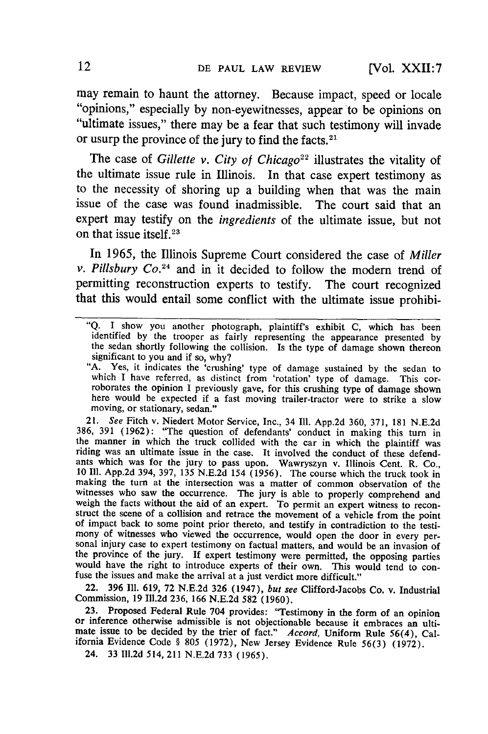may remain to haunt the attorney. Because impact, speed or locale "opinions," especially by non-eyewitnesses, appear to be opinions on "ultimate issues," there may be a fear that such testimony will invade or usurp the province of the jury to find the facts.[21]

The case of *Gillette v. City of Chicago*[22] illustrates the vitality of the ultimate issue rule in Illinois. In that case expert testimony as to the necessity of shoring up a building when that was the main issue of the case was found inadmissible. The court said that an expert may testify on the *ingredients* of the ultimate issue, but not on that issue itself.[23]

In 1965, the Illinois Supreme Court considered the case of *Miller v. Pillsbury Co.*[24] and in it decided to follow the modern trend of permitting reconstruction experts to testify. The court recognized that this would entail some conflict with the ultimate issue prohibi-

---

"Q. I show you another photograph, plaintiff's exhibit C, which has been identified by the trooper as fairly representing the appearance presented by the sedan shortly following the collision. Is the type of damage shown thereon significant to you and if so, why?

"A. Yes, it indicates the 'crushing' type of damage sustained by the sedan to which I have referred, as distinct from 'rotation' type of damage. This corroborates the opinion I previously gave, for this crushing type of damage shown here would be expected if a fast moving trailer-tractor were to strike a slow moving, or stationary, sedan."

21. *See* Fitch v. Niedert Motor Service, Inc., 34 Ill. App.2d 360, 371, 181 N.E.2d 386, 391 (1962): "The question of defendants' conduct in making this turn in the manner in which the truck collided with the car in which the plaintiff was riding was an ultimate issue in the case. It involved the conduct of these defendants which was for the jury to pass upon. Wawryszyn v. Illinois Cent. R. Co., 10 Ill. App.2d 394, 397, 135 N.E.2d 154 (1956). The course which the truck took in making the turn at the intersection was a matter of common observation of the witnesses who saw the occurrence. The jury is able to properly comprehend and weigh the facts without the aid of an expert. To permit an expert witness to reconstruct the scene of a collision and retrace the movement of a vehicle from the point of impact back to some point prior thereto, and testify in contradiction to the testimony of witnesses who viewed the occurrence, would open the door in every personal injury case to expert testimony on factual matters, and would be an invasion of the province of the jury. If expert testimony were permitted, the opposing parties would have the right to introduce experts of their own. This would tend to confuse the issues and make the arrival at a just verdict more difficult."

22. 396 Ill. 619, 72 N.E.2d 326 (1947), *but see* Clifford-Jacobs Co. v. Industrial Commission, 19 Ill.2d 236, 166 N.E.2d 582 (1960).

23. Proposed Federal Rule 704 provides: "Testimony in the form of an opinion or inference otherwise admissible is not objectionable because it embraces an ultimate issue to be decided by the trier of fact." *Accord*, Uniform Rule 56(4), California Evidence Code § 805 (1972), New Jersey Evidence Rule 56(3) (1972).

24. 33 Ill.2d 514, 211 N.E.2d 733 (1965).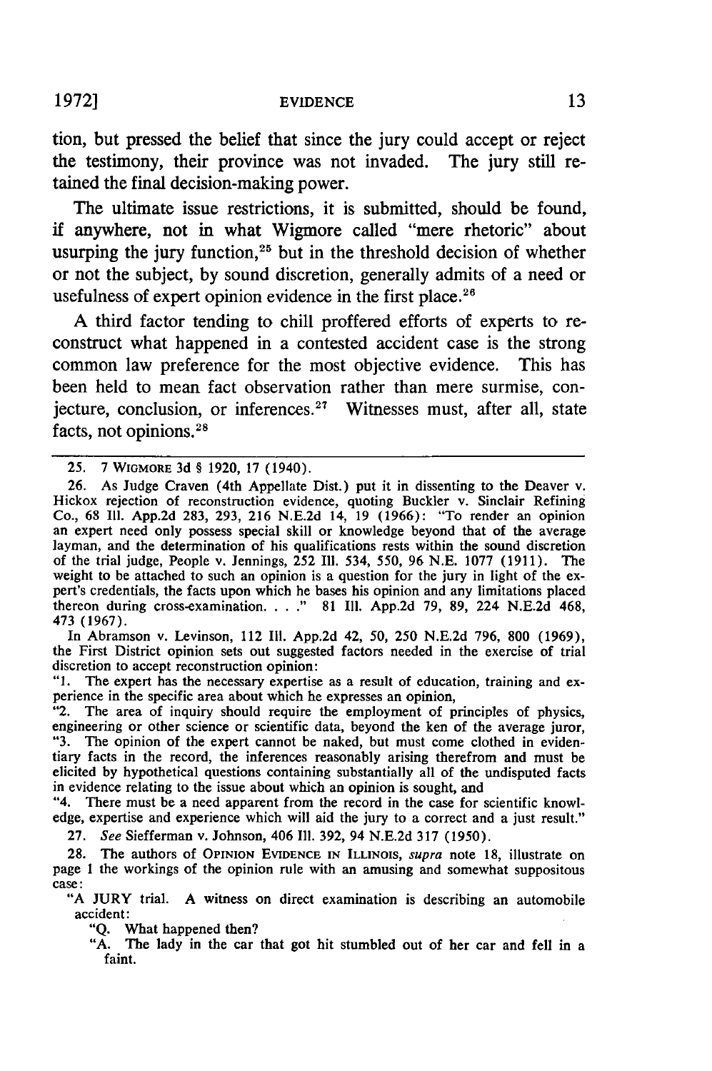tion, but pressed the belief that since the jury could accept or reject the testimony, their province was not invaded. The jury still retained the final decision-making power.

The ultimate issue restrictions, it is submitted, should be found, if anywhere, not in what Wigmore called "mere rhetoric" about usurping the jury function,[25] but in the threshold decision of whether or not the subject, by sound discretion, generally admits of a need or usefulness of expert opinion evidence in the first place.[26]

A third factor tending to chill proffered efforts of experts to reconstruct what happened in a contested accident case is the strong common law preference for the most objective evidence. This has been held to mean fact observation rather than mere surmise, conjecture, conclusion, or inferences.[27] Witnesses must, after all, state facts, not opinions.[28]

---

25. 7 WIGMORE 3d § 1920, 17 (1940).

26. As Judge Craven (4th Appellate Dist.) put it in dissenting to the Deaver v. Hickox rejection of reconstruction evidence, quoting Buckler v. Sinclair Refining Co., 68 Ill. App.2d 283, 293, 216 N.E.2d 14, 19 (1966): "To render an opinion an expert need only possess special skill or knowledge beyond that of the average layman, and the determination of his qualifications rests within the sound discretion of the trial judge, People v. Jennings, 252 Ill. 534, 550, 96 N.E. 1077 (1911). The weight to be attached to such an opinion is a question for the jury in light of the expert's credentials, the facts upon which he bases his opinion and any limitations placed thereon during cross-examination. . . ." 81 Ill. App.2d 79, 89, 224 N.E.2d 468, 473 (1967).

In Abramson v. Levinson, 112 Ill. App.2d 42, 50, 250 N.E.2d 796, 800 (1969), the First District opinion sets out suggested factors needed in the exercise of trial discretion to accept reconstruction opinion:

"1. The expert has the necessary expertise as a result of education, training and experience in the specific area about which he expresses an opinion,

"2. The area of inquiry should require the employment of principles of physics, engineering or other science or scientific data, beyond the ken of the average juror,

"3. The opinion of the expert cannot be naked, but must come clothed in evidentiary facts in the record, the inferences reasonably arising therefrom and must be elicited by hypothetical questions containing substantially all of the undisputed facts in evidence relating to the issue about which an opinion is sought, and

"4. There must be a need apparent from the record in the case for scientific knowledge, expertise and experience which will aid the jury to a correct and a just result."

27. *See* Siefferman v. Johnson, 406 Ill. 392, 94 N.E.2d 317 (1950).

28. The authors of OPINION EVIDENCE IN ILLINOIS, *supra* note 18, illustrate on page 1 the workings of the opinion rule with an amusing and somewhat suppositous case:

"A JURY trial. A witness on direct examination is describing an automobile accident:

"Q. What happened then?

"A. The lady in the car that got hit stumbled out of her car and fell in a faint.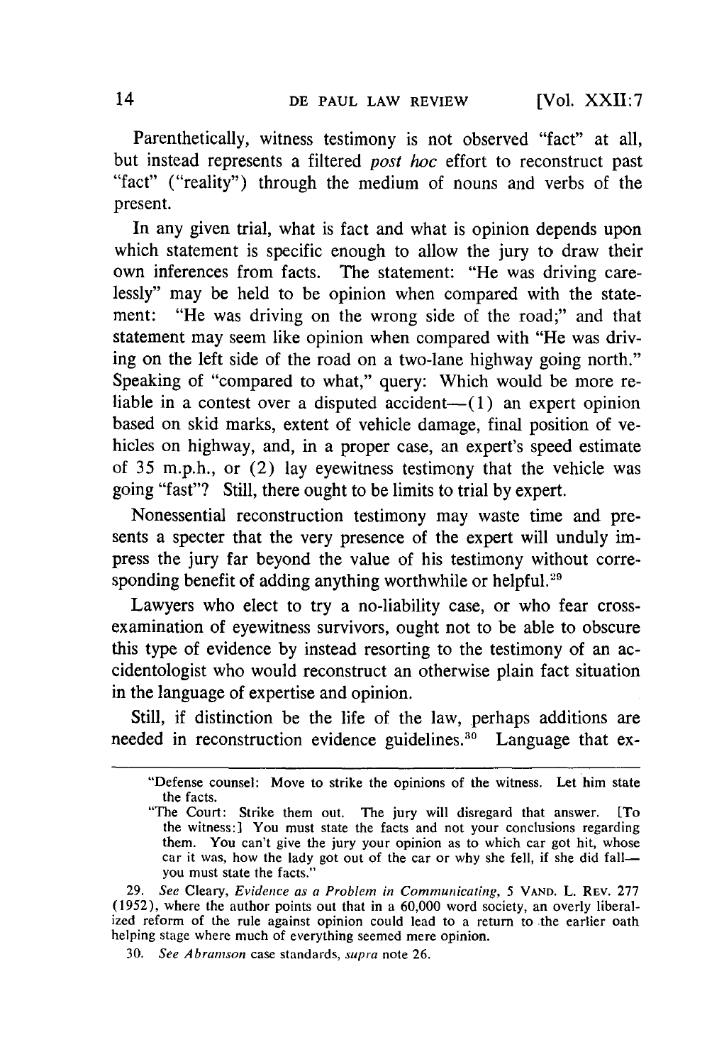Parenthetically, witness testimony is not observed "fact" at all, but instead represents a filtered *post hoc* effort to reconstruct past "fact" ("reality") through the medium of nouns and verbs of the present.

In any given trial, what is fact and what is opinion depends upon which statement is specific enough to allow the jury to draw their own inferences from facts. The statement: "He was driving carelessly" may be held to be opinion when compared with the statement: "He was driving on the wrong side of the road;" and that statement may seem like opinion when compared with "He was driving on the left side of the road on a two-lane highway going north." Speaking of "compared to what," query: Which would be more reliable in a contest over a disputed accident—(1) an expert opinion based on skid marks, extent of vehicle damage, final position of vehicles on highway, and, in a proper case, an expert's speed estimate of 35 m.p.h., or (2) lay eyewitness testimony that the vehicle was going "fast"? Still, there ought to be limits to trial by expert.

Nonessential reconstruction testimony may waste time and presents a specter that the very presence of the expert will unduly impress the jury far beyond the value of his testimony without corresponding benefit of adding anything worthwhile or helpful.[29]

Lawyers who elect to try a no-liability case, or who fear cross-examination of eyewitness survivors, ought not to be able to obscure this type of evidence by instead resorting to the testimony of an accidentologist who would reconstruct an otherwise plain fact situation in the language of expertise and opinion.

Still, if distinction be the life of the law, perhaps additions are needed in reconstruction evidence guidelines.[30] Language that ex-

---

"Defense counsel: Move to strike the opinions of the witness. Let him state the facts.

"The Court: Strike them out. The jury will disregard that answer. [To the witness:] You must state the facts and not your conclusions regarding them. You can't give the jury your opinion as to which car got hit, whose car it was, how the lady got out of the car or why she fell, if she did fall—you must state the facts."

29. *See* Cleary, *Evidence as a Problem in Communicating*, 5 VAND. L. REV. 277 (1952), where the author points out that in a 60,000 word society, an overly liberalized reform of the rule against opinion could lead to a return to the earlier oath helping stage where much of everything seemed mere opinion.

30. *See Abramson* case standards, *supra* note 26.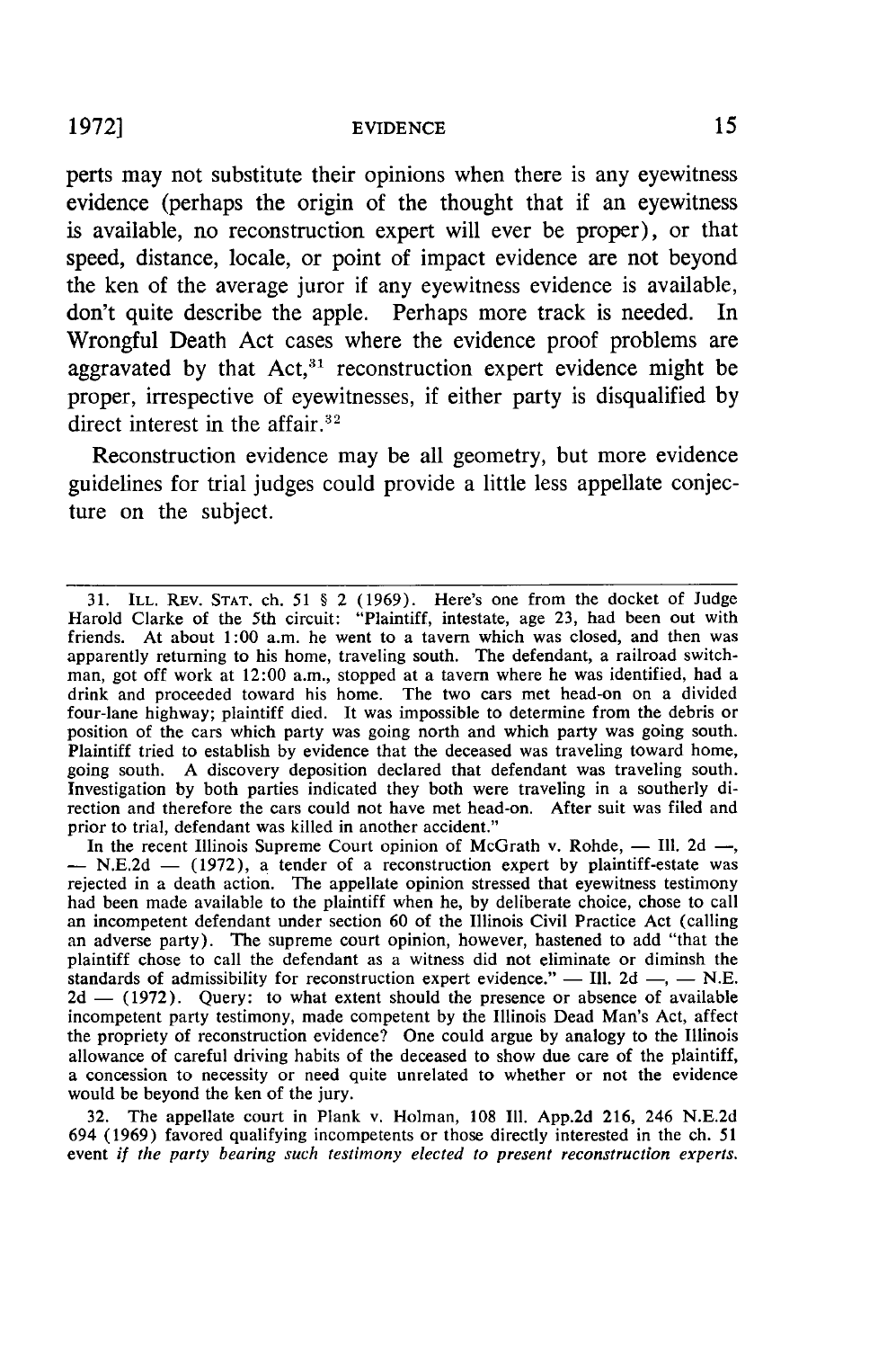perts may not substitute their opinions when there is any eyewitness evidence (perhaps the origin of the thought that if an eyewitness is available, no reconstruction expert will ever be proper), or that speed, distance, locale, or point of impact evidence are not beyond the ken of the average juror if any eyewitness evidence is available, don't quite describe the apple. Perhaps more track is needed. In Wrongful Death Act cases where the evidence proof problems are aggravated by that Act,[31] reconstruction expert evidence might be proper, irrespective of eyewitnesses, if either party is disqualified by direct interest in the affair.[32]

Reconstruction evidence may be all geometry, but more evidence guidelines for trial judges could provide a little less appellate conjecture on the subject.

---

31. ILL. REV. STAT. ch. 51 § 2 (1969). Here's one from the docket of Judge Harold Clarke of the 5th circuit: "Plaintiff, intestate, age 23, had been out with friends. At about 1:00 a.m. he went to a tavern which was closed, and then was apparently returning to his home, traveling south. The defendant, a railroad switchman, got off work at 12:00 a.m., stopped at a tavern where he was identified, had a drink and proceeded toward his home. The two cars met head-on on a divided four-lane highway; plaintiff died. It was impossible to determine from the debris or position of the cars which party was going north and which party was going south. Plaintiff tried to establish by evidence that the deceased was traveling toward home, going south. A discovery deposition declared that defendant was traveling south. Investigation by both parties indicated they both were traveling in a southerly direction and therefore the cars could not have met head-on. After suit was filed and prior to trial, defendant was killed in another accident."

In the recent Illinois Supreme Court opinion of McGrath v. Rohde, — Ill. 2d —, — N.E.2d — (1972), a tender of a reconstruction expert by plaintiff-estate was rejected in a death action. The appellate opinion stressed that eyewitness testimony had been made available to the plaintiff when he, by deliberate choice, chose to call an incompetent defendant under section 60 of the Illinois Civil Practice Act (calling an adverse party). The supreme court opinion, however, hastened to add "that the plaintiff chose to call the defendant as a witness did not eliminate or diminsh the standards of admissibility for reconstruction expert evidence." — Ill. 2d —, — N.E. 2d — (1972). Query: to what extent should the presence or absence of available incompetent party testimony, made competent by the Illinois Dead Man's Act, affect the propriety of reconstruction evidence? One could argue by analogy to the Illinois allowance of careful driving habits of the deceased to show due care of the plaintiff, a concession to necessity or need quite unrelated to whether or not the evidence would be beyond the ken of the jury.

32. The appellate court in Plank v. Holman, 108 Ill. App.2d 216, 246 N.E.2d 694 (1969) favored qualifying incompetents or those directly interested in the ch. 51 event *if the party bearing such testimony elected to present reconstruction experts.*